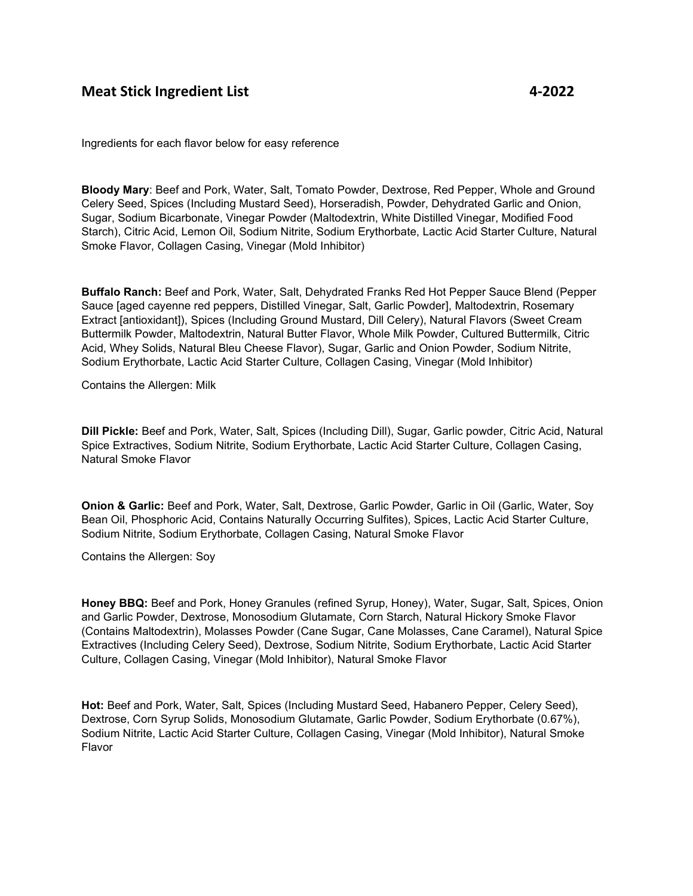# Meat Stick Ingredient List 4-2022

Ingredients for each flavor below for easy reference

**Bloody Mary**: Beef and Pork, Water, Salt, Tomato Powder, Dextrose, Red Pepper, Whole and Ground Celery Seed, Spices (Including Mustard Seed), Horseradish, Powder, Dehydrated Garlic and Onion, Sugar, Sodium Bicarbonate, Vinegar Powder (Maltodextrin, White Distilled Vinegar, Modified Food Starch), Citric Acid, Lemon Oil, Sodium Nitrite, Sodium Erythorbate, Lactic Acid Starter Culture, Natural Smoke Flavor, Collagen Casing, Vinegar (Mold Inhibitor)

**Buffalo Ranch:** Beef and Pork, Water, Salt, Dehydrated Franks Red Hot Pepper Sauce Blend (Pepper Sauce [aged cayenne red peppers, Distilled Vinegar, Salt, Garlic Powder], Maltodextrin, Rosemary Extract [antioxidant]), Spices (Including Ground Mustard, Dill Celery), Natural Flavors (Sweet Cream Buttermilk Powder, Maltodextrin, Natural Butter Flavor, Whole Milk Powder, Cultured Buttermilk, Citric Acid, Whey Solids, Natural Bleu Cheese Flavor), Sugar, Garlic and Onion Powder, Sodium Nitrite, Sodium Erythorbate, Lactic Acid Starter Culture, Collagen Casing, Vinegar (Mold Inhibitor)

Contains the Allergen: Milk

**Dill Pickle:** Beef and Pork, Water, Salt, Spices (Including Dill), Sugar, Garlic powder, Citric Acid, Natural Spice Extractives, Sodium Nitrite, Sodium Erythorbate, Lactic Acid Starter Culture, Collagen Casing, Natural Smoke Flavor

**Onion & Garlic:** Beef and Pork, Water, Salt, Dextrose, Garlic Powder, Garlic in Oil (Garlic, Water, Soy Bean Oil, Phosphoric Acid, Contains Naturally Occurring Sulfites), Spices, Lactic Acid Starter Culture, Sodium Nitrite, Sodium Erythorbate, Collagen Casing, Natural Smoke Flavor

Contains the Allergen: Soy

**Honey BBQ:** Beef and Pork, Honey Granules (refined Syrup, Honey), Water, Sugar, Salt, Spices, Onion and Garlic Powder, Dextrose, Monosodium Glutamate, Corn Starch, Natural Hickory Smoke Flavor (Contains Maltodextrin), Molasses Powder (Cane Sugar, Cane Molasses, Cane Caramel), Natural Spice Extractives (Including Celery Seed), Dextrose, Sodium Nitrite, Sodium Erythorbate, Lactic Acid Starter Culture, Collagen Casing, Vinegar (Mold Inhibitor), Natural Smoke Flavor

**Hot:** Beef and Pork, Water, Salt, Spices (Including Mustard Seed, Habanero Pepper, Celery Seed), Dextrose, Corn Syrup Solids, Monosodium Glutamate, Garlic Powder, Sodium Erythorbate (0.67%), Sodium Nitrite, Lactic Acid Starter Culture, Collagen Casing, Vinegar (Mold Inhibitor), Natural Smoke Flavor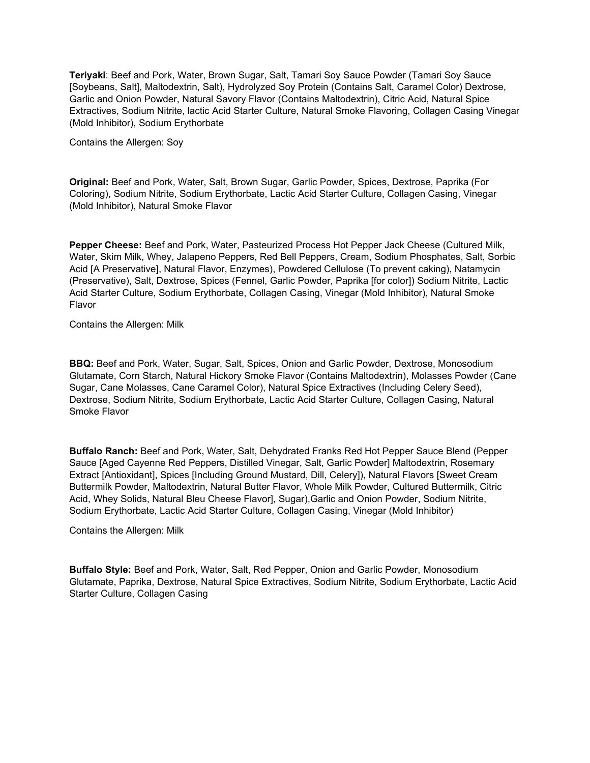**Teriyaki**: Beef and Pork, Water, Brown Sugar, Salt, Tamari Soy Sauce Powder (Tamari Soy Sauce [Soybeans, Salt], Maltodextrin, Salt), Hydrolyzed Soy Protein (Contains Salt, Caramel Color) Dextrose, Garlic and Onion Powder, Natural Savory Flavor (Contains Maltodextrin), Citric Acid, Natural Spice Extractives, Sodium Nitrite, lactic Acid Starter Culture, Natural Smoke Flavoring, Collagen Casing Vinegar (Mold Inhibitor), Sodium Erythorbate

Contains the Allergen: Soy

**Original:** Beef and Pork, Water, Salt, Brown Sugar, Garlic Powder, Spices, Dextrose, Paprika (For Coloring), Sodium Nitrite, Sodium Erythorbate, Lactic Acid Starter Culture, Collagen Casing, Vinegar (Mold Inhibitor), Natural Smoke Flavor

**Pepper Cheese:** Beef and Pork, Water, Pasteurized Process Hot Pepper Jack Cheese (Cultured Milk, Water, Skim Milk, Whey, Jalapeno Peppers, Red Bell Peppers, Cream, Sodium Phosphates, Salt, Sorbic Acid [A Preservative], Natural Flavor, Enzymes), Powdered Cellulose (To prevent caking), Natamycin (Preservative), Salt, Dextrose, Spices (Fennel, Garlic Powder, Paprika [for color]) Sodium Nitrite, Lactic Acid Starter Culture, Sodium Erythorbate, Collagen Casing, Vinegar (Mold Inhibitor), Natural Smoke Flavor

Contains the Allergen: Milk

**BBQ:** Beef and Pork, Water, Sugar, Salt, Spices, Onion and Garlic Powder, Dextrose, Monosodium Glutamate, Corn Starch, Natural Hickory Smoke Flavor (Contains Maltodextrin), Molasses Powder (Cane Sugar, Cane Molasses, Cane Caramel Color), Natural Spice Extractives (Including Celery Seed), Dextrose, Sodium Nitrite, Sodium Erythorbate, Lactic Acid Starter Culture, Collagen Casing, Natural Smoke Flavor

**Buffalo Ranch:** Beef and Pork, Water, Salt, Dehydrated Franks Red Hot Pepper Sauce Blend (Pepper Sauce [Aged Cayenne Red Peppers, Distilled Vinegar, Salt, Garlic Powder] Maltodextrin, Rosemary Extract [Antioxidant], Spices [Including Ground Mustard, Dill, Celery]), Natural Flavors [Sweet Cream Buttermilk Powder, Maltodextrin, Natural Butter Flavor, Whole Milk Powder, Cultured Buttermilk, Citric Acid, Whey Solids, Natural Bleu Cheese Flavor], Sugar),Garlic and Onion Powder, Sodium Nitrite, Sodium Erythorbate, Lactic Acid Starter Culture, Collagen Casing, Vinegar (Mold Inhibitor)

Contains the Allergen: Milk

**Buffalo Style:** Beef and Pork, Water, Salt, Red Pepper, Onion and Garlic Powder, Monosodium Glutamate, Paprika, Dextrose, Natural Spice Extractives, Sodium Nitrite, Sodium Erythorbate, Lactic Acid Starter Culture, Collagen Casing